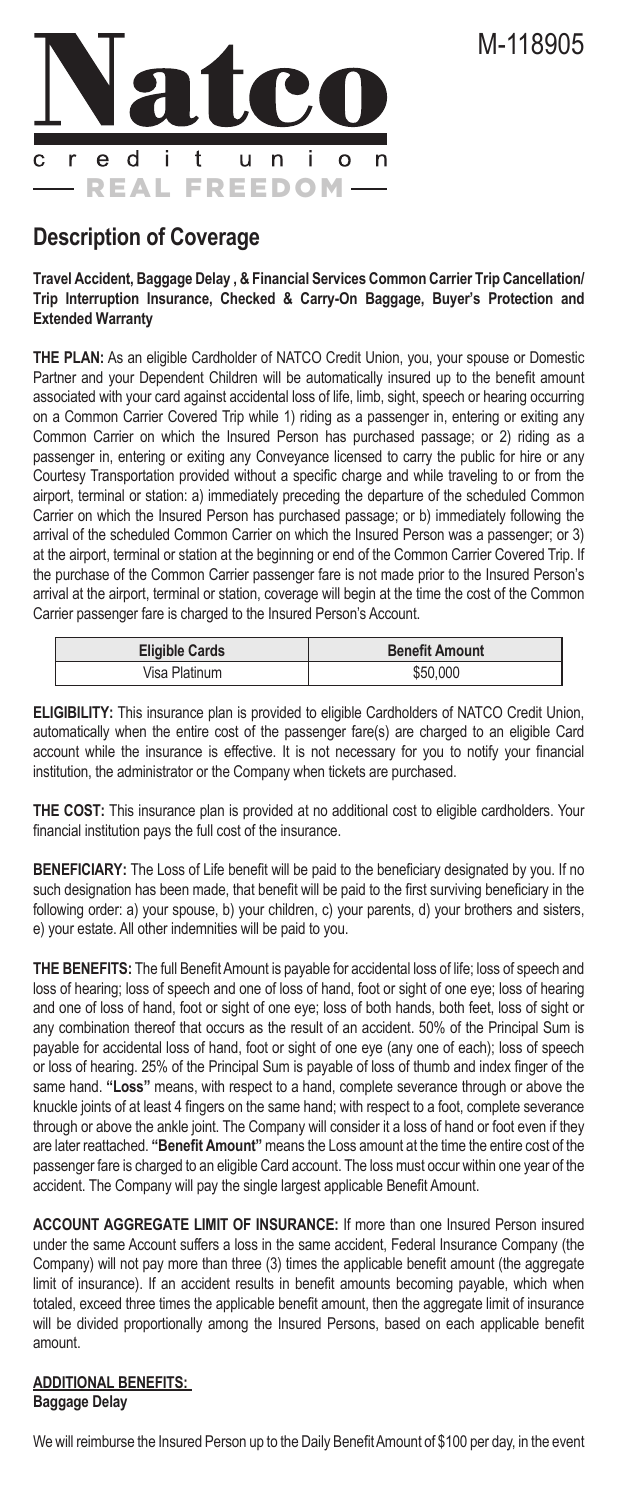M-118905

Natco credit union REAL FREEDOM

## Description of Coverage

**Travel Accident, Baggage Delay , & Financial Services Common Carrier Trip Cancellation/ Trip Interruption Insurance, Checked & Carry-On Baggage, Buyer's Protection and Extended Warranty**

**THE PLAN:** As an eligible Cardholder of NATCO Credit Union, you, your spouse or Domestic Partner and your Dependent Children will be automatically insured up to the benefit amount associated with your card against accidental loss of life, limb, sight, speech or hearing occurring on a Common Carrier Covered Trip while 1) riding as a passenger in, entering or exiting any Common Carrier on which the Insured Person has purchased passage; or 2) riding as a passenger in, entering or exiting any Conveyance licensed to carry the public for hire or any Courtesy Transportation provided without a specific charge and while traveling to or from the airport, terminal or station: a) immediately preceding the departure of the scheduled Common Carrier on which the Insured Person has purchased passage; or b) immediately following the arrival of the scheduled Common Carrier on which the Insured Person was a passenger; or 3) at the airport, terminal or station at the beginning or end of the Common Carrier Covered Trip. If the purchase of the Common Carrier passenger fare is not made prior to the Insured Person's arrival at the airport, terminal or station, coverage will begin at the time the cost of the Common Carrier passenger fare is charged to the Insured Person's Account.

| Eligible Cards | Benefit Amount |
| --- | --- |
| Visa Platinum | $50,000 |

**ELIGIBILITY:** This insurance plan is provided to eligible Cardholders of NATCO Credit Union, automatically when the entire cost of the passenger fare(s) are charged to an eligible Card account while the insurance is effective. It is not necessary for you to notify your financial institution, the administrator or the Company when tickets are purchased.

**THE COST:** This insurance plan is provided at no additional cost to eligible cardholders. Your financial institution pays the full cost of the insurance.

**BENEFICIARY:** The Loss of Life benefit will be paid to the beneficiary designated by you. If no such designation has been made, that benefit will be paid to the first surviving beneficiary in the following order: a) your spouse, b) your children, c) your parents, d) your brothers and sisters, e) your estate. All other indemnities will be paid to you.

**THE BENEFITS:** The full Benefit Amount is payable for accidental loss of life; loss of speech and loss of hearing; loss of speech and one of loss of hand, foot or sight of one eye; loss of hearing and one of loss of hand, foot or sight of one eye; loss of both hands, both feet, loss of sight or any combination thereof that occurs as the result of an accident. 50% of the Principal Sum is payable for accidental loss of hand, foot or sight of one eye (any one of each); loss of speech or loss of hearing. 25% of the Principal Sum is payable of loss of thumb and index finger of the same hand. **"Loss"** means, with respect to a hand, complete severance through or above the knuckle joints of at least 4 fingers on the same hand; with respect to a foot, complete severance through or above the ankle joint. The Company will consider it a loss of hand or foot even if they are later reattached. **"Benefit Amount"** means the Loss amount at the time the entire cost of the passenger fare is charged to an eligible Card account. The loss must occur within one year of the accident. The Company will pay the single largest applicable Benefit Amount.

**ACCOUNT AGGREGATE LIMIT OF INSURANCE:** If more than one Insured Person insured under the same Account suffers a loss in the same accident, Federal Insurance Company (the Company) will not pay more than three (3) times the applicable benefit amount (the aggregate limit of insurance). If an accident results in benefit amounts becoming payable, which when totaled, exceed three times the applicable benefit amount, then the aggregate limit of insurance will be divided proportionally among the Insured Persons, based on each applicable benefit amount.

**ADDITIONAL BENEFITS:**

**Baggage Delay**

We will reimburse the Insured Person up to the Daily Benefit Amount of $100 per day, in the event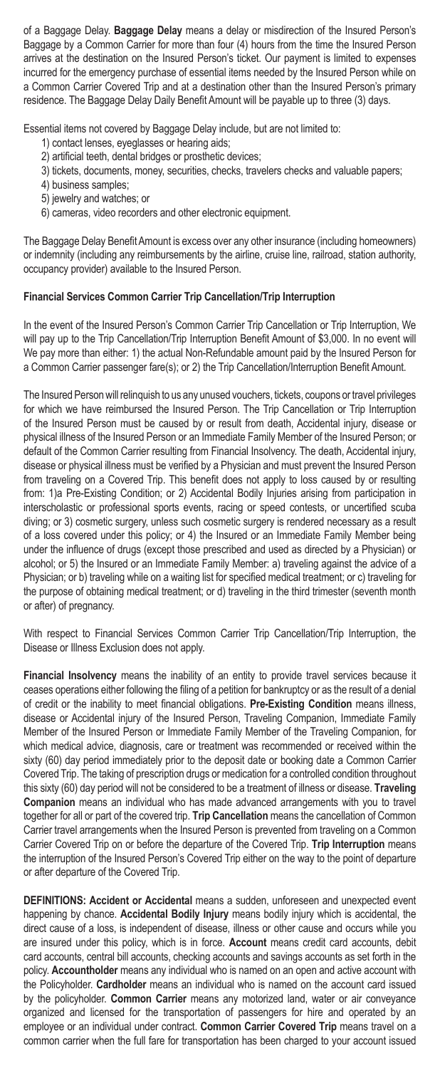of a Baggage Delay. **Baggage Delay** means a delay or misdirection of the Insured Person's Baggage by a Common Carrier for more than four (4) hours from the time the Insured Person arrives at the destination on the Insured Person's ticket. Our payment is limited to expenses incurred for the emergency purchase of essential items needed by the Insured Person while on a Common Carrier Covered Trip and at a destination other than the Insured Person's primary residence. The Baggage Delay Daily Benefit Amount will be payable up to three (3) days.

Essential items not covered by Baggage Delay include, but are not limited to:

1) contact lenses, eyeglasses or hearing aids;
2) artificial teeth, dental bridges or prosthetic devices;
3) tickets, documents, money, securities, checks, travelers checks and valuable papers;
4) business samples;
5) jewelry and watches; or
6) cameras, video recorders and other electronic equipment.

The Baggage Delay Benefit Amount is excess over any other insurance (including homeowners) or indemnity (including any reimbursements by the airline, cruise line, railroad, station authority, occupancy provider) available to the Insured Person.

**Financial Services Common Carrier Trip Cancellation/Trip Interruption**

In the event of the Insured Person's Common Carrier Trip Cancellation or Trip Interruption, We will pay up to the Trip Cancellation/Trip Interruption Benefit Amount of $3,000. In no event will We pay more than either: 1) the actual Non-Refundable amount paid by the Insured Person for a Common Carrier passenger fare(s); or 2) the Trip Cancellation/Interruption Benefit Amount.

The Insured Person will relinquish to us any unused vouchers, tickets, coupons or travel privileges for which we have reimbursed the Insured Person. The Trip Cancellation or Trip Interruption of the Insured Person must be caused by or result from death, Accidental injury, disease or physical illness of the Insured Person or an Immediate Family Member of the Insured Person; or default of the Common Carrier resulting from Financial Insolvency. The death, Accidental injury, disease or physical illness must be verified by a Physician and must prevent the Insured Person from traveling on a Covered Trip. This benefit does not apply to loss caused by or resulting from: 1)a Pre-Existing Condition; or 2) Accidental Bodily Injuries arising from participation in interscholastic or professional sports events, racing or speed contests, or uncertified scuba diving; or 3) cosmetic surgery, unless such cosmetic surgery is rendered necessary as a result of a loss covered under this policy; or 4) the Insured or an Immediate Family Member being under the influence of drugs (except those prescribed and used as directed by a Physician) or alcohol; or 5) the Insured or an Immediate Family Member: a) traveling against the advice of a Physician; or b) traveling while on a waiting list for specified medical treatment; or c) traveling for the purpose of obtaining medical treatment; or d) traveling in the third trimester (seventh month or after) of pregnancy.

With respect to Financial Services Common Carrier Trip Cancellation/Trip Interruption, the Disease or Illness Exclusion does not apply.

**Financial Insolvency** means the inability of an entity to provide travel services because it ceases operations either following the filing of a petition for bankruptcy or as the result of a denial of credit or the inability to meet financial obligations. **Pre-Existing Condition** means illness, disease or Accidental injury of the Insured Person, Traveling Companion, Immediate Family Member of the Insured Person or Immediate Family Member of the Traveling Companion, for which medical advice, diagnosis, care or treatment was recommended or received within the sixty (60) day period immediately prior to the deposit date or booking date a Common Carrier Covered Trip. The taking of prescription drugs or medication for a controlled condition throughout this sixty (60) day period will not be considered to be a treatment of illness or disease. **Traveling Companion** means an individual who has made advanced arrangements with you to travel together for all or part of the covered trip. **Trip Cancellation** means the cancellation of Common Carrier travel arrangements when the Insured Person is prevented from traveling on a Common Carrier Covered Trip on or before the departure of the Covered Trip. **Trip Interruption** means the interruption of the Insured Person's Covered Trip either on the way to the point of departure or after departure of the Covered Trip.

**DEFINITIONS: Accident or Accidental** means a sudden, unforeseen and unexpected event happening by chance. **Accidental Bodily Injury** means bodily injury which is accidental, the direct cause of a loss, is independent of disease, illness or other cause and occurs while you are insured under this policy, which is in force. **Account** means credit card accounts, debit card accounts, central bill accounts, checking accounts and savings accounts as set forth in the policy. **Accountholder** means any individual who is named on an open and active account with the Policyholder. **Cardholder** means an individual who is named on the account card issued by the policyholder. **Common Carrier** means any motorized land, water or air conveyance organized and licensed for the transportation of passengers for hire and operated by an employee or an individual under contract. **Common Carrier Covered Trip** means travel on a common carrier when the full fare for transportation has been charged to your account issued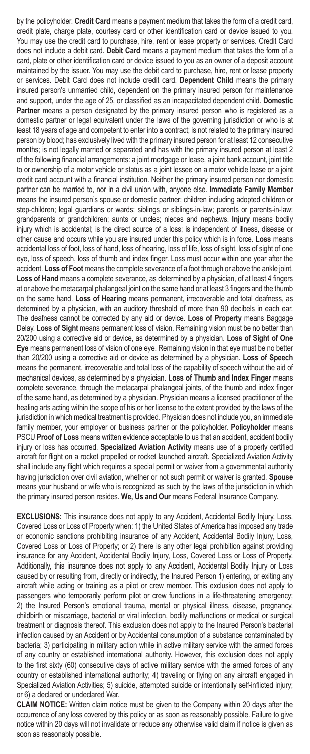by the policyholder. **Credit Card** means a payment medium that takes the form of a credit card, credit plate, charge plate, courtesy card or other identification card or device issued to you. You may use the credit card to purchase, hire, rent or lease property or services. Credit Card does not include a debit card. **Debit Card** means a payment medium that takes the form of a card, plate or other identification card or device issued to you as an owner of a deposit account maintained by the issuer. You may use the debit card to purchase, hire, rent or lease property or services. Debit Card does not include credit card. **Dependent Child** means the primary insured person's unmarried child, dependent on the primary insured person for maintenance and support, under the age of 25, or classified as an incapacitated dependent child. **Domestic Partner** means a person designated by the primary insured person who is registered as a domestic partner or legal equivalent under the laws of the governing jurisdiction or who is at least 18 years of age and competent to enter into a contract; is not related to the primary insured person by blood; has exclusively lived with the primary insured person for at least 12 consecutive months; is not legally married or separated and has with the primary insured person at least 2 of the following financial arrangements: a joint mortgage or lease, a joint bank account, joint title to or ownership of a motor vehicle or status as a joint lessee on a motor vehicle lease or a joint credit card account with a financial institution. Neither the primary insured person nor domestic partner can be married to, nor in a civil union with, anyone else. **Immediate Family Member** means the insured person's spouse or domestic partner; children including adopted children or step-children; legal guardians or wards; siblings or siblings-in-law; parents or parents-in-law; grandparents or grandchildren; aunts or uncles; nieces and nephews. **Injury** means bodily injury which is accidental; is the direct source of a loss; is independent of illness, disease or other cause and occurs while you are insured under this policy which is in force. **Loss** means accidental loss of foot, loss of hand, loss of hearing, loss of life, loss of sight, loss of sight of one eye, loss of speech, loss of thumb and index finger. Loss must occur within one year after the accident. **Loss of Foot** means the complete severance of a foot through or above the ankle joint. **Loss of Hand** means a complete severance, as determined by a physician, of at least 4 fingers at or above the metacarpal phalangeal joint on the same hand or at least 3 fingers and the thumb on the same hand. **Loss of Hearing** means permanent, irrecoverable and total deafness, as determined by a physician, with an auditory threshold of more than 90 decibels in each ear. The deafness cannot be corrected by any aid or device. **Loss of Property** means Baggage Delay. **Loss of Sight** means permanent loss of vision. Remaining vision must be no better than 20/200 using a corrective aid or device, as determined by a physician. **Loss of Sight of One Eye** means permanent loss of vision of one eye. Remaining vision in that eye must be no better than 20/200 using a corrective aid or device as determined by a physician. **Loss of Speech** means the permanent, irrecoverable and total loss of the capability of speech without the aid of mechanical devices, as determined by a physician. **Loss of Thumb and Index Finger** means complete severance, through the metacarpal phalangeal joints, of the thumb and index finger of the same hand, as determined by a physician. Physician means a licensed practitioner of the healing arts acting within the scope of his or her license to the extent provided by the laws of the jurisdiction in which medical treatment is provided. Physician does not include you, an immediate family member, your employer or business partner or the policyholder. **Policyholder** means PSCU **Proof of Loss** means written evidence acceptable to us that an accident, accident bodily injury or loss has occurred. **Specialized Aviation Activity** means use of a properly certified aircraft for flight on a rocket propelled or rocket launched aircraft. Specialized Aviation Activity shall include any flight which requires a special permit or waiver from a governmental authority having jurisdiction over civil aviation, whether or not such permit or waiver is granted. **Spouse** means your husband or wife who is recognized as such by the laws of the jurisdiction in which the primary insured person resides. **We, Us and Our** means Federal Insurance Company.

**EXCLUSIONS:** This insurance does not apply to any Accident, Accidental Bodily Injury, Loss, Covered Loss or Loss of Property when: 1) the United States of America has imposed any trade or economic sanctions prohibiting insurance of any Accident, Accidental Bodily Injury, Loss, Covered Loss or Loss of Property; or 2) there is any other legal prohibition against providing insurance for any Accident, Accidental Bodily Injury, Loss, Covered Loss or Loss of Property. Additionally, this insurance does not apply to any Accident, Accidental Bodily Injury or Loss caused by or resulting from, directly or indirectly, the Insured Person 1) entering, or exiting any aircraft while acting or training as a pilot or crew member. This exclusion does not apply to passengers who temporarily perform pilot or crew functions in a life-threatening emergency; 2) the Insured Person's emotional trauma, mental or physical illness, disease, pregnancy, childbirth or miscarriage, bacterial or viral infection, bodily malfunctions or medical or surgical treatment or diagnosis thereof. This exclusion does not apply to the Insured Person's bacterial infection caused by an Accident or by Accidental consumption of a substance contaminated by bacteria; 3) participating in military action while in active military service with the armed forces of any country or established international authority. However, this exclusion does not apply to the first sixty (60) consecutive days of active military service with the armed forces of any country or established international authority; 4) traveling or flying on any aircraft engaged in Specialized Aviation Activities; 5) suicide, attempted suicide or intentionally self-inflicted injury; or 6) a declared or undeclared War.

**CLAIM NOTICE:** Written claim notice must be given to the Company within 20 days after the occurrence of any loss covered by this policy or as soon as reasonably possible. Failure to give notice within 20 days will not invalidate or reduce any otherwise valid claim if notice is given as soon as reasonably possible.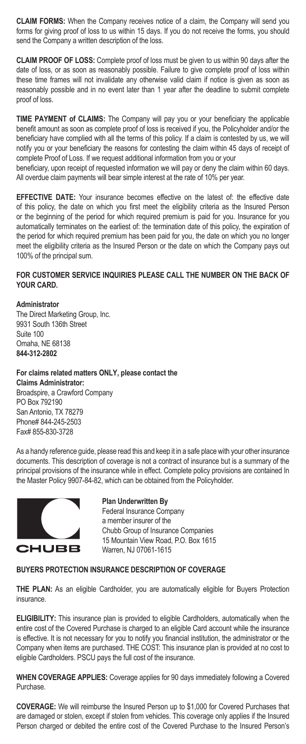**CLAIM FORMS:** When the Company receives notice of a claim, the Company will send you forms for giving proof of loss to us within 15 days. If you do not receive the forms, you should send the Company a written description of the loss.

**CLAIM PROOF OF LOSS:** Complete proof of loss must be given to us within 90 days after the date of loss, or as soon as reasonably possible. Failure to give complete proof of loss within these time frames will not invalidate any otherwise valid claim if notice is given as soon as reasonably possible and in no event later than 1 year after the deadline to submit complete proof of loss.

**TIME PAYMENT of CLAIMS:** The Company will pay you or your beneficiary the applicable benefit amount as soon as complete proof of loss is received if you, the Policyholder and/or the beneficiary have complied with all the terms of this policy. If a claim is contested by us, we will notify you or your beneficiary the reasons for contesting the claim within 45 days of receipt of complete Proof of Loss. If we request additional information from you or your beneficiary, upon receipt of requested information we will pay or deny the claim within 60 days. All overdue claim payments will bear simple interest at the rate of 10% per year.

**EFFECTIVE DATE:** Your insurance becomes effective on the latest of: the effective date of this policy, the date on which you first meet the eligibility criteria as the Insured Person or the beginning of the period for which required premium is paid for you. Insurance for you automatically terminates on the earliest of: the termination date of this policy, the expiration of the period for which required premium has been paid for you, the date on which you no longer meet the eligibility criteria as the Insured Person or the date on which the Company pays out 100% of the principal sum.

**FOR CUSTOMER SERVICE INQUIRIES PLEASE CALL THE NUMBER ON THE BACK OF YOUR CARD.**

**Administrator**
The Direct Marketing Group, Inc.
9931 South 136th Street
Suite 100
Omaha, NE 68138
**844-312-2802**

**For claims related matters ONLY, please contact the**
**Claims Administrator:**
Broadspire, a Crawford Company
PO Box 792190
San Antonio, TX 78279
Phone# 844-245-2503
Fax# 855-830-3728

As a handy reference guide, please read this and keep it in a safe place with your other insurance documents. This description of coverage is not a contract of insurance but is a summary of the principal provisions of the insurance while in effect. Complete policy provisions are contained In the Master Policy 9907-84-82, which can be obtained from the Policyholder.

CHUBB

**Plan Underwritten By**
Federal Insurance Company
a member insurer of the
Chubb Group of Insurance Companies
15 Mountain View Road, P.O. Box 1615
Warren, NJ 07061-1615

## BUYERS PROTECTION INSURANCE DESCRIPTION OF COVERAGE

**THE PLAN:** As an eligible Cardholder, you are automatically eligible for Buyers Protection insurance.

**ELIGIBILITY:** This insurance plan is provided to eligible Cardholders, automatically when the entire cost of the Covered Purchase is charged to an eligible Card account while the insurance is effective. It is not necessary for you to notify you financial institution, the administrator or the Company when items are purchased. THE COST: This insurance plan is provided at no cost to eligible Cardholders. PSCU pays the full cost of the insurance.

**WHEN COVERAGE APPLIES:** Coverage applies for 90 days immediately following a Covered Purchase.

**COVERAGE:** We will reimburse the Insured Person up to $1,000 for Covered Purchases that are damaged or stolen, except if stolen from vehicles. This coverage only applies if the Insured Person charged or debited the entire cost of the Covered Purchase to the Insured Person's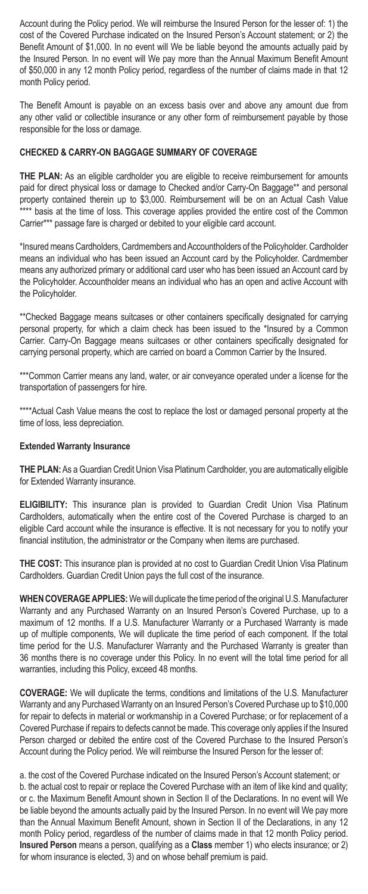Account during the Policy period. We will reimburse the Insured Person for the lesser of: 1) the cost of the Covered Purchase indicated on the Insured Person's Account statement; or 2) the Benefit Amount of $1,000. In no event will We be liable beyond the amounts actually paid by the Insured Person. In no event will We pay more than the Annual Maximum Benefit Amount of $50,000 in any 12 month Policy period, regardless of the number of claims made in that 12 month Policy period.

The Benefit Amount is payable on an excess basis over and above any amount due from any other valid or collectible insurance or any other form of reimbursement payable by those responsible for the loss or damage.

**CHECKED & CARRY-ON BAGGAGE SUMMARY OF COVERAGE**

**THE PLAN:** As an eligible cardholder you are eligible to receive reimbursement for amounts paid for direct physical loss or damage to Checked and/or Carry-On Baggage** and personal property contained therein up to $3,000. Reimbursement will be on an Actual Cash Value **** basis at the time of loss. This coverage applies provided the entire cost of the Common Carrier*** passage fare is charged or debited to your eligible card account.

*Insured means Cardholders, Cardmembers and Accountholders of the Policyholder. Cardholder means an individual who has been issued an Account card by the Policyholder. Cardmember means any authorized primary or additional card user who has been issued an Account card by the Policyholder. Accountholder means an individual who has an open and active Account with the Policyholder.

**Checked Baggage means suitcases or other containers specifically designated for carrying personal property, for which a claim check has been issued to the *Insured by a Common Carrier. Carry-On Baggage means suitcases or other containers specifically designated for carrying personal property, which are carried on board a Common Carrier by the Insured.

***Common Carrier means any land, water, or air conveyance operated under a license for the transportation of passengers for hire.

****Actual Cash Value means the cost to replace the lost or damaged personal property at the time of loss, less depreciation.

**Extended Warranty Insurance**

**THE PLAN:** As a Guardian Credit Union Visa Platinum Cardholder, you are automatically eligible for Extended Warranty insurance.

**ELIGIBILITY:** This insurance plan is provided to Guardian Credit Union Visa Platinum Cardholders, automatically when the entire cost of the Covered Purchase is charged to an eligible Card account while the insurance is effective. It is not necessary for you to notify your financial institution, the administrator or the Company when items are purchased.

**THE COST:** This insurance plan is provided at no cost to Guardian Credit Union Visa Platinum Cardholders. Guardian Credit Union pays the full cost of the insurance.

**WHEN COVERAGE APPLIES:** We will duplicate the time period of the original U.S. Manufacturer Warranty and any Purchased Warranty on an Insured Person's Covered Purchase, up to a maximum of 12 months. If a U.S. Manufacturer Warranty or a Purchased Warranty is made up of multiple components, We will duplicate the time period of each component. If the total time period for the U.S. Manufacturer Warranty and the Purchased Warranty is greater than 36 months there is no coverage under this Policy. In no event will the total time period for all warranties, including this Policy, exceed 48 months.

**COVERAGE:** We will duplicate the terms, conditions and limitations of the U.S. Manufacturer Warranty and any Purchased Warranty on an Insured Person's Covered Purchase up to $10,000 for repair to defects in material or workmanship in a Covered Purchase; or for replacement of a Covered Purchase if repairs to defects cannot be made. This coverage only applies if the Insured Person charged or debited the entire cost of the Covered Purchase to the Insured Person's Account during the Policy period. We will reimburse the Insured Person for the lesser of:

a. the cost of the Covered Purchase indicated on the Insured Person's Account statement; or
b. the actual cost to repair or replace the Covered Purchase with an item of like kind and quality; or c. the Maximum Benefit Amount shown in Section II of the Declarations. In no event will We be liable beyond the amounts actually paid by the Insured Person. In no event will We pay more than the Annual Maximum Benefit Amount, shown in Section II of the Declarations, in any 12 month Policy period, regardless of the number of claims made in that 12 month Policy period.
**Insured Person** means a person, qualifying as a **Class** member 1) who elects insurance; or 2) for whom insurance is elected, 3) and on whose behalf premium is paid.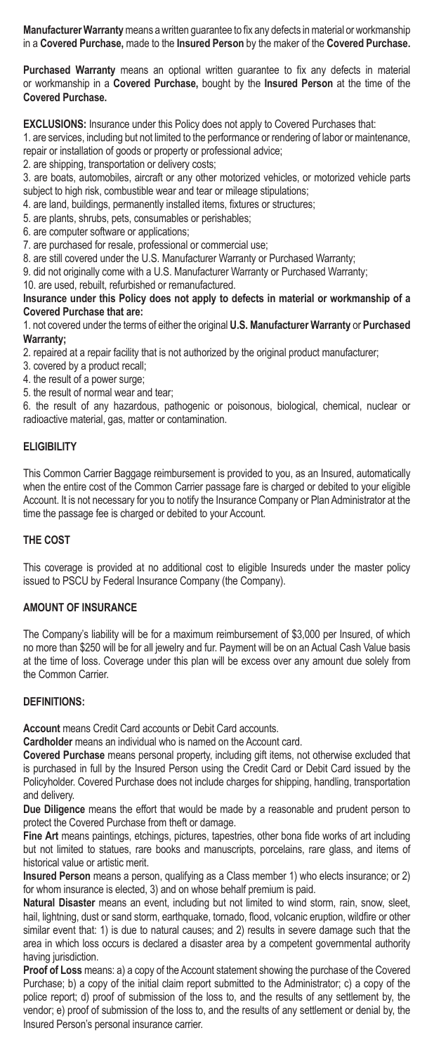**Manufacturer Warranty** means a written guarantee to fix any defects in material or workmanship in a **Covered Purchase,** made to the **Insured Person** by the maker of the **Covered Purchase.**

**Purchased Warranty** means an optional written guarantee to fix any defects in material or workmanship in a **Covered Purchase,** bought by the **Insured Person** at the time of the **Covered Purchase.**

**EXCLUSIONS:** Insurance under this Policy does not apply to Covered Purchases that:

1. are services, including but not limited to the performance or rendering of labor or maintenance, repair or installation of goods or property or professional advice;
2. are shipping, transportation or delivery costs;
3. are boats, automobiles, aircraft or any other motorized vehicles, or motorized vehicle parts subject to high risk, combustible wear and tear or mileage stipulations;
4. are land, buildings, permanently installed items, fixtures or structures;
5. are plants, shrubs, pets, consumables or perishables;
6. are computer software or applications;
7. are purchased for resale, professional or commercial use;
8. are still covered under the U.S. Manufacturer Warranty or Purchased Warranty;
9. did not originally come with a U.S. Manufacturer Warranty or Purchased Warranty;
10. are used, rebuilt, refurbished or remanufactured.

**Insurance under this Policy does not apply to defects in material or workmanship of a Covered Purchase that are:**

1. not covered under the terms of either the original **U.S. Manufacturer Warranty** or **Purchased Warranty;**
2. repaired at a repair facility that is not authorized by the original product manufacturer;
3. covered by a product recall;
4. the result of a power surge;
5. the result of normal wear and tear;
6. the result of any hazardous, pathogenic or poisonous, biological, chemical, nuclear or radioactive material, gas, matter or contamination.

## ELIGIBILITY

This Common Carrier Baggage reimbursement is provided to you, as an Insured, automatically when the entire cost of the Common Carrier passage fare is charged or debited to your eligible Account. It is not necessary for you to notify the Insurance Company or Plan Administrator at the time the passage fee is charged or debited to your Account.

## THE COST

This coverage is provided at no additional cost to eligible Insureds under the master policy issued to PSCU by Federal Insurance Company (the Company).

## AMOUNT OF INSURANCE

The Company's liability will be for a maximum reimbursement of $3,000 per Insured, of which no more than $250 will be for all jewelry and fur. Payment will be on an Actual Cash Value basis at the time of loss. Coverage under this plan will be excess over any amount due solely from the Common Carrier.

## DEFINITIONS:

**Account** means Credit Card accounts or Debit Card accounts.

**Cardholder** means an individual who is named on the Account card.

**Covered Purchase** means personal property, including gift items, not otherwise excluded that is purchased in full by the Insured Person using the Credit Card or Debit Card issued by the Policyholder. Covered Purchase does not include charges for shipping, handling, transportation and delivery.

**Due Diligence** means the effort that would be made by a reasonable and prudent person to protect the Covered Purchase from theft or damage.

**Fine Art** means paintings, etchings, pictures, tapestries, other bona fide works of art including but not limited to statues, rare books and manuscripts, porcelains, rare glass, and items of historical value or artistic merit.

**Insured Person** means a person, qualifying as a Class member 1) who elects insurance; or 2) for whom insurance is elected, 3) and on whose behalf premium is paid.

**Natural Disaster** means an event, including but not limited to wind storm, rain, snow, sleet, hail, lightning, dust or sand storm, earthquake, tornado, flood, volcanic eruption, wildfire or other similar event that: 1) is due to natural causes; and 2) results in severe damage such that the area in which loss occurs is declared a disaster area by a competent governmental authority having jurisdiction.

**Proof of Loss** means: a) a copy of the Account statement showing the purchase of the Covered Purchase; b) a copy of the initial claim report submitted to the Administrator; c) a copy of the police report; d) proof of submission of the loss to, and the results of any settlement by, the vendor; e) proof of submission of the loss to, and the results of any settlement or denial by, the Insured Person's personal insurance carrier.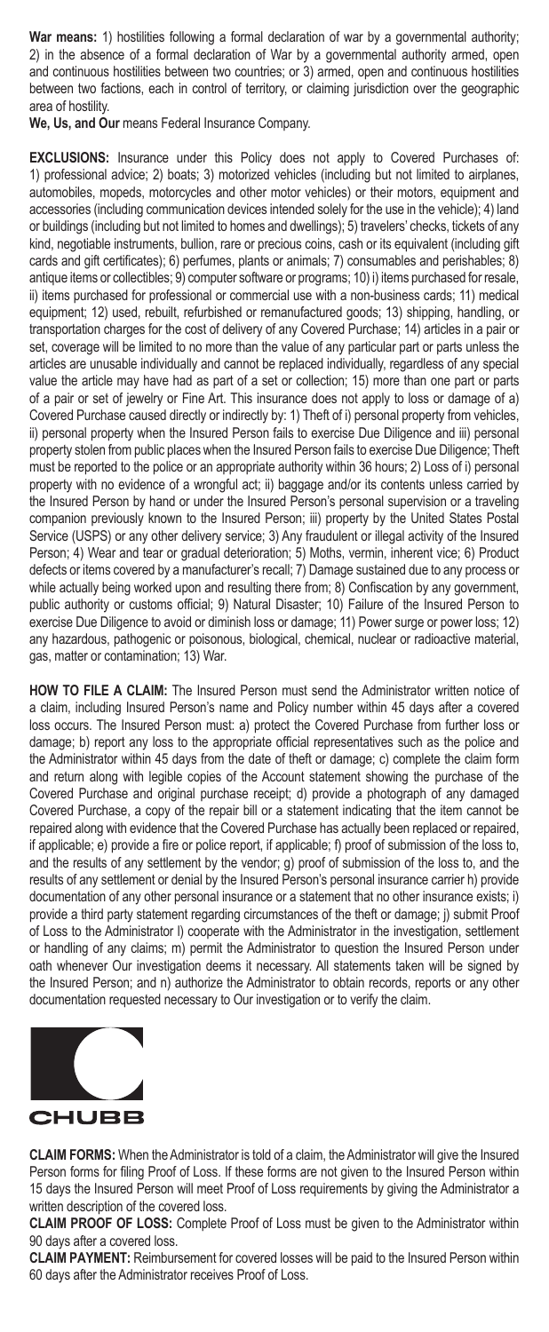**War means:** 1) hostilities following a formal declaration of war by a governmental authority; 2) in the absence of a formal declaration of War by a governmental authority armed, open and continuous hostilities between two countries; or 3) armed, open and continuous hostilities between two factions, each in control of territory, or claiming jurisdiction over the geographic area of hostility.

**We, Us, and Our** means Federal Insurance Company.

**EXCLUSIONS:** Insurance under this Policy does not apply to Covered Purchases of: 1) professional advice; 2) boats; 3) motorized vehicles (including but not limited to airplanes, automobiles, mopeds, motorcycles and other motor vehicles) or their motors, equipment and accessories (including communication devices intended solely for the use in the vehicle); 4) land or buildings (including but not limited to homes and dwellings); 5) travelers' checks, tickets of any kind, negotiable instruments, bullion, rare or precious coins, cash or its equivalent (including gift cards and gift certificates); 6) perfumes, plants or animals; 7) consumables and perishables; 8) antique items or collectibles; 9) computer software or programs; 10) i) items purchased for resale, ii) items purchased for professional or commercial use with a non-business cards; 11) medical equipment; 12) used, rebuilt, refurbished or remanufactured goods; 13) shipping, handling, or transportation charges for the cost of delivery of any Covered Purchase; 14) articles in a pair or set, coverage will be limited to no more than the value of any particular part or parts unless the articles are unusable individually and cannot be replaced individually, regardless of any special value the article may have had as part of a set or collection; 15) more than one part or parts of a pair or set of jewelry or Fine Art. This insurance does not apply to loss or damage of a) Covered Purchase caused directly or indirectly by: 1) Theft of i) personal property from vehicles, ii) personal property when the Insured Person fails to exercise Due Diligence and iii) personal property stolen from public places when the Insured Person fails to exercise Due Diligence; Theft must be reported to the police or an appropriate authority within 36 hours; 2) Loss of i) personal property with no evidence of a wrongful act; ii) baggage and/or its contents unless carried by the Insured Person by hand or under the Insured Person's personal supervision or a traveling companion previously known to the Insured Person; iii) property by the United States Postal Service (USPS) or any other delivery service; 3) Any fraudulent or illegal activity of the Insured Person; 4) Wear and tear or gradual deterioration; 5) Moths, vermin, inherent vice; 6) Product defects or items covered by a manufacturer's recall; 7) Damage sustained due to any process or while actually being worked upon and resulting there from; 8) Confiscation by any government, public authority or customs official; 9) Natural Disaster; 10) Failure of the Insured Person to exercise Due Diligence to avoid or diminish loss or damage; 11) Power surge or power loss; 12) any hazardous, pathogenic or poisonous, biological, chemical, nuclear or radioactive material, gas, matter or contamination; 13) War.

**HOW TO FILE A CLAIM:** The Insured Person must send the Administrator written notice of a claim, including Insured Person's name and Policy number within 45 days after a covered loss occurs. The Insured Person must: a) protect the Covered Purchase from further loss or damage; b) report any loss to the appropriate official representatives such as the police and the Administrator within 45 days from the date of theft or damage; c) complete the claim form and return along with legible copies of the Account statement showing the purchase of the Covered Purchase and original purchase receipt; d) provide a photograph of any damaged Covered Purchase, a copy of the repair bill or a statement indicating that the item cannot be repaired along with evidence that the Covered Purchase has actually been replaced or repaired, if applicable; e) provide a fire or police report, if applicable; f) proof of submission of the loss to, and the results of any settlement by the vendor; g) proof of submission of the loss to, and the results of any settlement or denial by the Insured Person's personal insurance carrier h) provide documentation of any other personal insurance or a statement that no other insurance exists; i) provide a third party statement regarding circumstances of the theft or damage; j) submit Proof of Loss to the Administrator l) cooperate with the Administrator in the investigation, settlement or handling of any claims; m) permit the Administrator to question the Insured Person under oath whenever Our investigation deems it necessary. All statements taken will be signed by the Insured Person; and n) authorize the Administrator to obtain records, reports or any other documentation requested necessary to Our investigation or to verify the claim.

CHUBB

**CLAIM FORMS:** When the Administrator is told of a claim, the Administrator will give the Insured Person forms for filing Proof of Loss. If these forms are not given to the Insured Person within 15 days the Insured Person will meet Proof of Loss requirements by giving the Administrator a written description of the covered loss.

**CLAIM PROOF OF LOSS:** Complete Proof of Loss must be given to the Administrator within 90 days after a covered loss.

**CLAIM PAYMENT:** Reimbursement for covered losses will be paid to the Insured Person within 60 days after the Administrator receives Proof of Loss.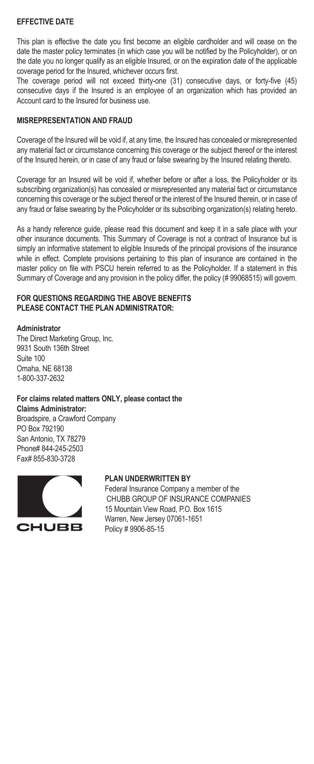## EFFECTIVE DATE

This plan is effective the date you first become an eligible cardholder and will cease on the date the master policy terminates (in which case you will be notified by the Policyholder), or on the date you no longer qualify as an eligible Insured, or on the expiration date of the applicable coverage period for the Insured, whichever occurs first.

The coverage period will not exceed thirty-one (31) consecutive days, or forty-five (45) consecutive days if the Insured is an employee of an organization which has provided an Account card to the Insured for business use.

## MISREPRESENTATION AND FRAUD

Coverage of the Insured will be void if, at any time, the Insured has concealed or misrepresented any material fact or circumstance concerning this coverage or the subject thereof or the interest of the Insured herein, or in case of any fraud or false swearing by the Insured relating thereto.

Coverage for an Insured will be void if, whether before or after a loss, the Policyholder or its subscribing organization(s) has concealed or misrepresented any material fact or circumstance concerning this coverage or the subject thereof or the interest of the Insured therein, or in case of any fraud or false swearing by the Policyholder or its subscribing organization(s) relating hereto.

As a handy reference guide, please read this document and keep it in a safe place with your other insurance documents. This Summary of Coverage is not a contract of Insurance but is simply an informative statement to eligible Insureds of the principal provisions of the insurance while in effect. Complete provisions pertaining to this plan of insurance are contained in the master policy on file with PSCU herein referred to as the Policyholder. If a statement in this Summary of Coverage and any provision in the policy differ, the policy (# 99068515) will govern.

## FOR QUESTIONS REGARDING THE ABOVE BENEFITS PLEASE CONTACT THE PLAN ADMINISTRATOR:

**Administrator**
The Direct Marketing Group, Inc.
9931 South 136th Street
Suite 100
Omaha, NE 68138
1-800-337-2632

**For claims related matters ONLY, please contact the Claims Administrator:**
Broadspire, a Crawford Company
PO Box 792190
San Antonio, TX 78279
Phone# 844-245-2503
Fax# 855-830-3728

CHUBB

**PLAN UNDERWRITTEN BY**
Federal Insurance Company a member of the CHUBB GROUP OF INSURANCE COMPANIES
15 Mountain View Road, P.O. Box 1615
Warren, New Jersey 07061-1651
Policy # 9906-85-15